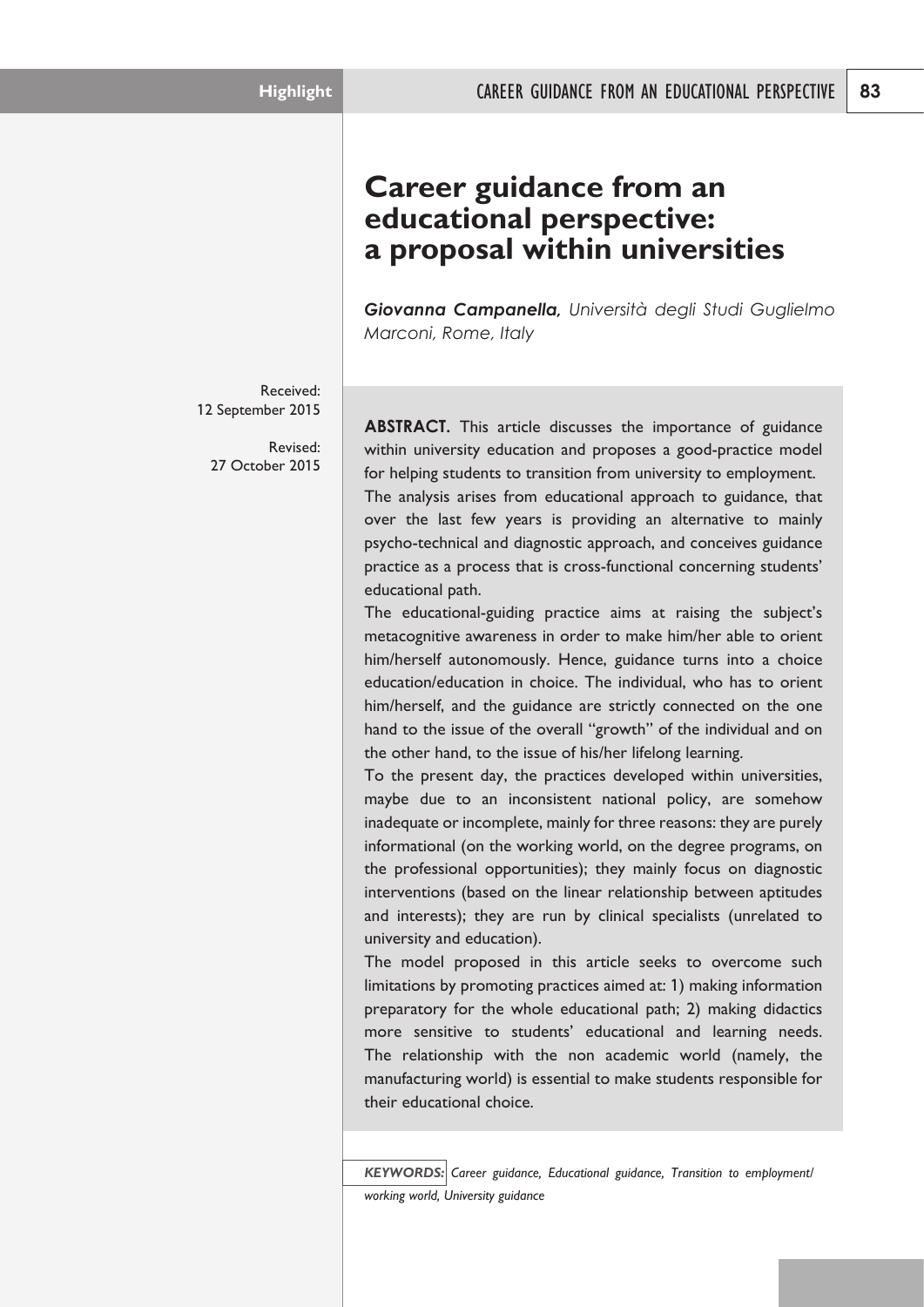# Career guidance from an educational perspective: a proposal within universities

***Giovanna Campanella,*** *Università degli Studi Guglielmo Marconi, Rome, Italy*

Received: 12 September 2015

Revised: 27 October 2015

**ABSTRACT.** This article discusses the importance of guidance within university education and proposes a good-practice model for helping students to transition from university to employment.

The analysis arises from educational approach to guidance, that over the last few years is providing an alternative to mainly psycho-technical and diagnostic approach, and conceives guidance practice as a process that is cross-functional concerning students' educational path.

The educational-guiding practice aims at raising the subject's metacognitive awareness in order to make him/her able to orient him/herself autonomously. Hence, guidance turns into a choice education/education in choice. The individual, who has to orient him/herself, and the guidance are strictly connected on the one hand to the issue of the overall "growth" of the individual and on the other hand, to the issue of his/her lifelong learning.

To the present day, the practices developed within universities, maybe due to an inconsistent national policy, are somehow inadequate or incomplete, mainly for three reasons: they are purely informational (on the working world, on the degree programs, on the professional opportunities); they mainly focus on diagnostic interventions (based on the linear relationship between aptitudes and interests); they are run by clinical specialists (unrelated to university and education).

The model proposed in this article seeks to overcome such limitations by promoting practices aimed at: 1) making information preparatory for the whole educational path; 2) making didactics more sensitive to students' educational and learning needs. The relationship with the non academic world (namely, the manufacturing world) is essential to make students responsible for their educational choice.

***KEYWORDS:*** *Career guidance, Educational guidance, Transition to employment/working world, University guidance*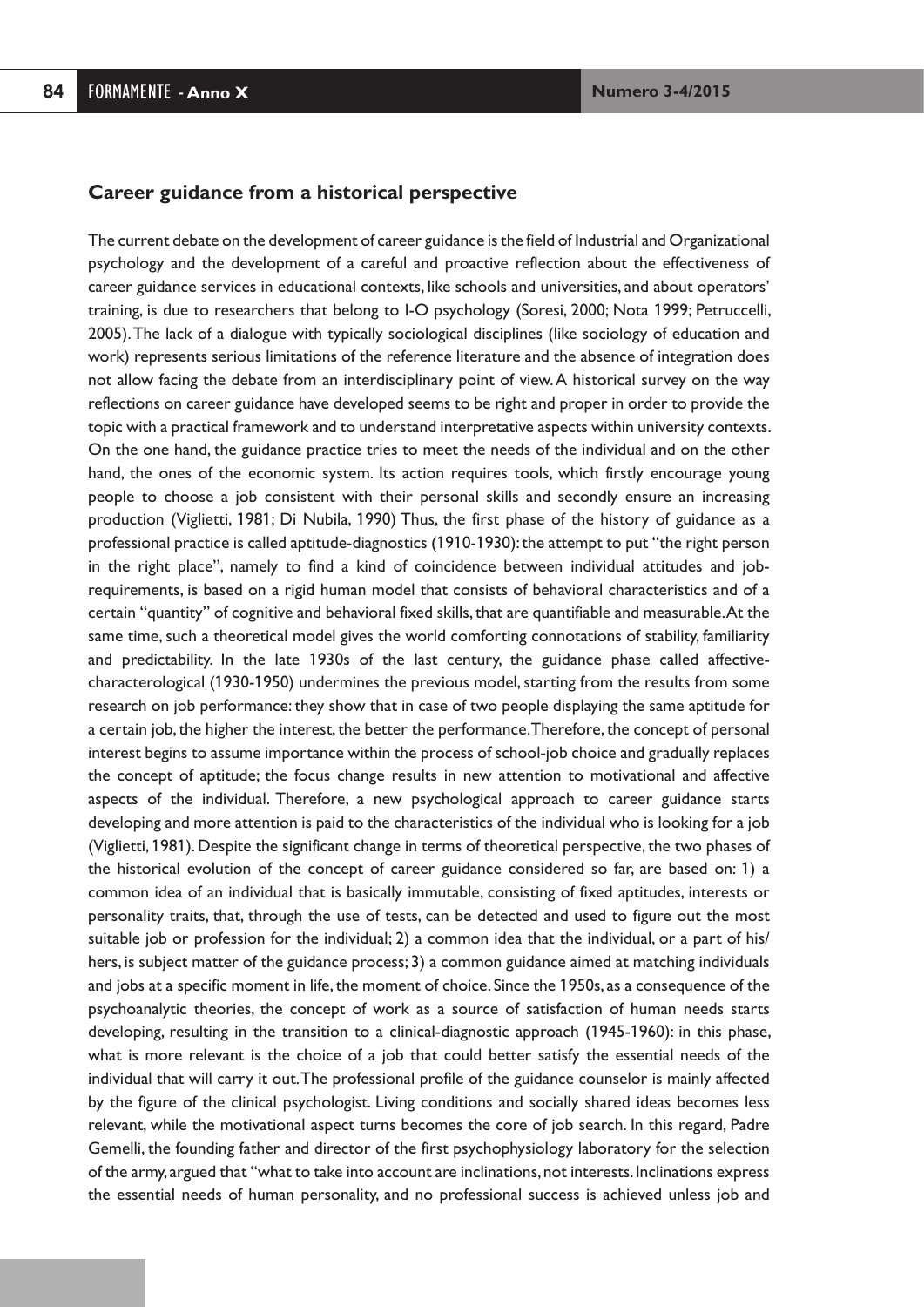## Career guidance from a historical perspective

The current debate on the development of career guidance is the field of Industrial and Organizational psychology and the development of a careful and proactive reflection about the effectiveness of career guidance services in educational contexts, like schools and universities, and about operators' training, is due to researchers that belong to I-O psychology (Soresi, 2000; Nota 1999; Petruccelli, 2005). The lack of a dialogue with typically sociological disciplines (like sociology of education and work) represents serious limitations of the reference literature and the absence of integration does not allow facing the debate from an interdisciplinary point of view. A historical survey on the way reflections on career guidance have developed seems to be right and proper in order to provide the topic with a practical framework and to understand interpretative aspects within university contexts. On the one hand, the guidance practice tries to meet the needs of the individual and on the other hand, the ones of the economic system. Its action requires tools, which firstly encourage young people to choose a job consistent with their personal skills and secondly ensure an increasing production (Viglietti, 1981; Di Nubila, 1990) Thus, the first phase of the history of guidance as a professional practice is called aptitude-diagnostics (1910-1930): the attempt to put "the right person in the right place", namely to find a kind of coincidence between individual attitudes and job-requirements, is based on a rigid human model that consists of behavioral characteristics and of a certain "quantity" of cognitive and behavioral fixed skills, that are quantifiable and measurable. At the same time, such a theoretical model gives the world comforting connotations of stability, familiarity and predictability. In the late 1930s of the last century, the guidance phase called affective-characterological (1930-1950) undermines the previous model, starting from the results from some research on job performance: they show that in case of two people displaying the same aptitude for a certain job, the higher the interest, the better the performance. Therefore, the concept of personal interest begins to assume importance within the process of school-job choice and gradually replaces the concept of aptitude; the focus change results in new attention to motivational and affective aspects of the individual. Therefore, a new psychological approach to career guidance starts developing and more attention is paid to the characteristics of the individual who is looking for a job (Viglietti, 1981). Despite the significant change in terms of theoretical perspective, the two phases of the historical evolution of the concept of career guidance considered so far, are based on: 1) a common idea of an individual that is basically immutable, consisting of fixed aptitudes, interests or personality traits, that, through the use of tests, can be detected and used to figure out the most suitable job or profession for the individual; 2) a common idea that the individual, or a part of his/hers, is subject matter of the guidance process; 3) a common guidance aimed at matching individuals and jobs at a specific moment in life, the moment of choice. Since the 1950s, as a consequence of the psychoanalytic theories, the concept of work as a source of satisfaction of human needs starts developing, resulting in the transition to a clinical-diagnostic approach (1945-1960): in this phase, what is more relevant is the choice of a job that could better satisfy the essential needs of the individual that will carry it out. The professional profile of the guidance counselor is mainly affected by the figure of the clinical psychologist. Living conditions and socially shared ideas becomes less relevant, while the motivational aspect turns becomes the core of job search. In this regard, Padre Gemelli, the founding father and director of the first psychophysiology laboratory for the selection of the army, argued that "what to take into account are inclinations, not interests. Inclinations express the essential needs of human personality, and no professional success is achieved unless job and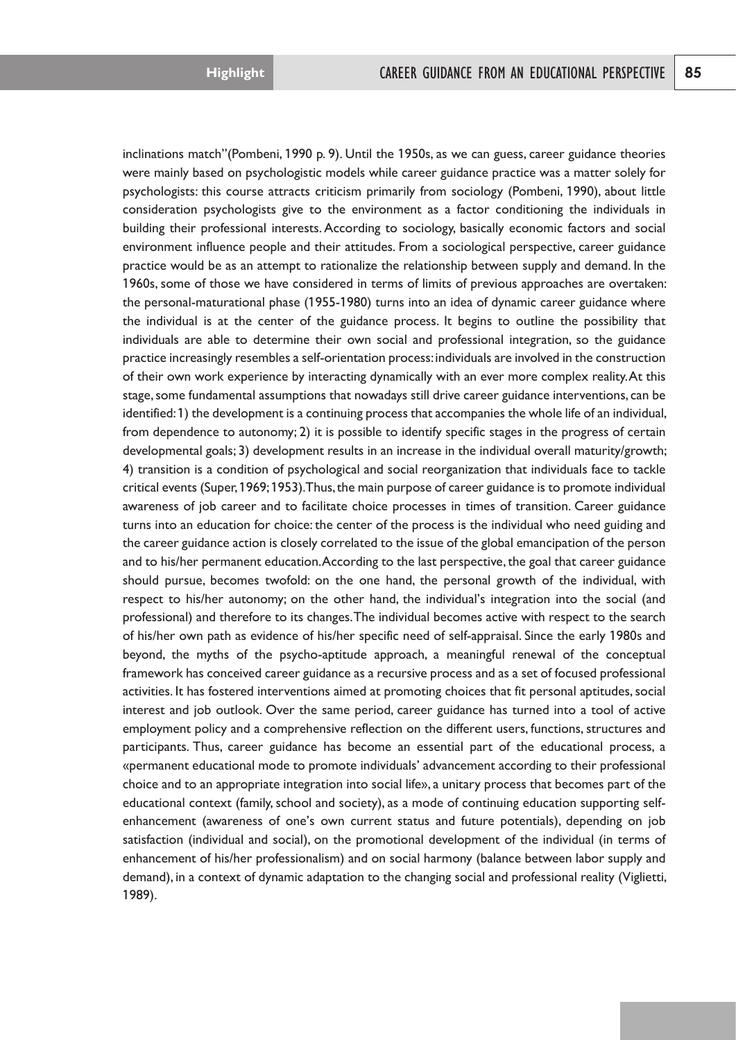inclinations match"(Pombeni, 1990 p. 9). Until the 1950s, as we can guess, career guidance theories were mainly based on psychologistic models while career guidance practice was a matter solely for psychologists: this course attracts criticism primarily from sociology (Pombeni, 1990), about little consideration psychologists give to the environment as a factor conditioning the individuals in building their professional interests. According to sociology, basically economic factors and social environment influence people and their attitudes. From a sociological perspective, career guidance practice would be as an attempt to rationalize the relationship between supply and demand. In the 1960s, some of those we have considered in terms of limits of previous approaches are overtaken: the personal-maturational phase (1955-1980) turns into an idea of dynamic career guidance where the individual is at the center of the guidance process. It begins to outline the possibility that individuals are able to determine their own social and professional integration, so the guidance practice increasingly resembles a self-orientation process: individuals are involved in the construction of their own work experience by interacting dynamically with an ever more complex reality. At this stage, some fundamental assumptions that nowadays still drive career guidance interventions, can be identified: 1) the development is a continuing process that accompanies the whole life of an individual, from dependence to autonomy; 2) it is possible to identify specific stages in the progress of certain developmental goals; 3) development results in an increase in the individual overall maturity/growth; 4) transition is a condition of psychological and social reorganization that individuals face to tackle critical events (Super, 1969; 1953). Thus, the main purpose of career guidance is to promote individual awareness of job career and to facilitate choice processes in times of transition. Career guidance turns into an education for choice: the center of the process is the individual who need guiding and the career guidance action is closely correlated to the issue of the global emancipation of the person and to his/her permanent education. According to the last perspective, the goal that career guidance should pursue, becomes twofold: on the one hand, the personal growth of the individual, with respect to his/her autonomy; on the other hand, the individual's integration into the social (and professional) and therefore to its changes. The individual becomes active with respect to the search of his/her own path as evidence of his/her specific need of self-appraisal. Since the early 1980s and beyond, the myths of the psycho-aptitude approach, a meaningful renewal of the conceptual framework has conceived career guidance as a recursive process and as a set of focused professional activities. It has fostered interventions aimed at promoting choices that fit personal aptitudes, social interest and job outlook. Over the same period, career guidance has turned into a tool of active employment policy and a comprehensive reflection on the different users, functions, structures and participants. Thus, career guidance has become an essential part of the educational process, a «permanent educational mode to promote individuals' advancement according to their professional choice and to an appropriate integration into social life», a unitary process that becomes part of the educational context (family, school and society), as a mode of continuing education supporting self-enhancement (awareness of one's own current status and future potentials), depending on job satisfaction (individual and social), on the promotional development of the individual (in terms of enhancement of his/her professionalism) and on social harmony (balance between labor supply and demand), in a context of dynamic adaptation to the changing social and professional reality (Viglietti, 1989).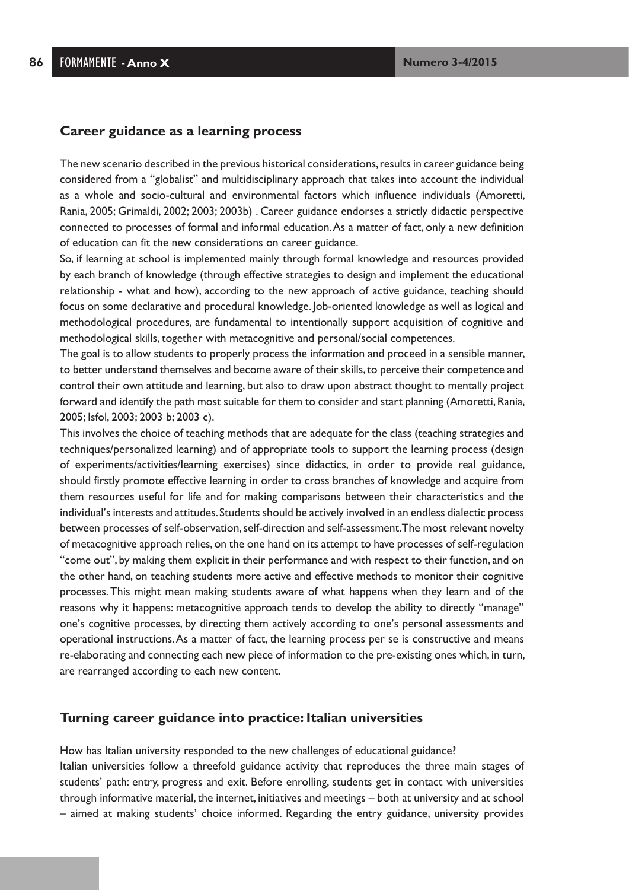## Career guidance as a learning process

The new scenario described in the previous historical considerations, results in career guidance being considered from a "globalist" and multidisciplinary approach that takes into account the individual as a whole and socio-cultural and environmental factors which influence individuals (Amoretti, Rania, 2005; Grimaldi, 2002; 2003; 2003b) . Career guidance endorses a strictly didactic perspective connected to processes of formal and informal education. As a matter of fact, only a new definition of education can fit the new considerations on career guidance.

So, if learning at school is implemented mainly through formal knowledge and resources provided by each branch of knowledge (through effective strategies to design and implement the educational relationship - what and how), according to the new approach of active guidance, teaching should focus on some declarative and procedural knowledge. Job-oriented knowledge as well as logical and methodological procedures, are fundamental to intentionally support acquisition of cognitive and methodological skills, together with metacognitive and personal/social competences.

The goal is to allow students to properly process the information and proceed in a sensible manner, to better understand themselves and become aware of their skills, to perceive their competence and control their own attitude and learning, but also to draw upon abstract thought to mentally project forward and identify the path most suitable for them to consider and start planning (Amoretti, Rania, 2005; Isfol, 2003; 2003 b; 2003 c).

This involves the choice of teaching methods that are adequate for the class (teaching strategies and techniques/personalized learning) and of appropriate tools to support the learning process (design of experiments/activities/learning exercises) since didactics, in order to provide real guidance, should firstly promote effective learning in order to cross branches of knowledge and acquire from them resources useful for life and for making comparisons between their characteristics and the individual's interests and attitudes. Students should be actively involved in an endless dialectic process between processes of self-observation, self-direction and self-assessment. The most relevant novelty of metacognitive approach relies, on the one hand on its attempt to have processes of self-regulation "come out", by making them explicit in their performance and with respect to their function, and on the other hand, on teaching students more active and effective methods to monitor their cognitive processes. This might mean making students aware of what happens when they learn and of the reasons why it happens: metacognitive approach tends to develop the ability to directly "manage" one's cognitive processes, by directing them actively according to one's personal assessments and operational instructions. As a matter of fact, the learning process per se is constructive and means re-elaborating and connecting each new piece of information to the pre-existing ones which, in turn, are rearranged according to each new content.

## Turning career guidance into practice: Italian universities

How has Italian university responded to the new challenges of educational guidance?

Italian universities follow a threefold guidance activity that reproduces the three main stages of students' path: entry, progress and exit. Before enrolling, students get in contact with universities through informative material, the internet, initiatives and meetings – both at university and at school – aimed at making students' choice informed. Regarding the entry guidance, university provides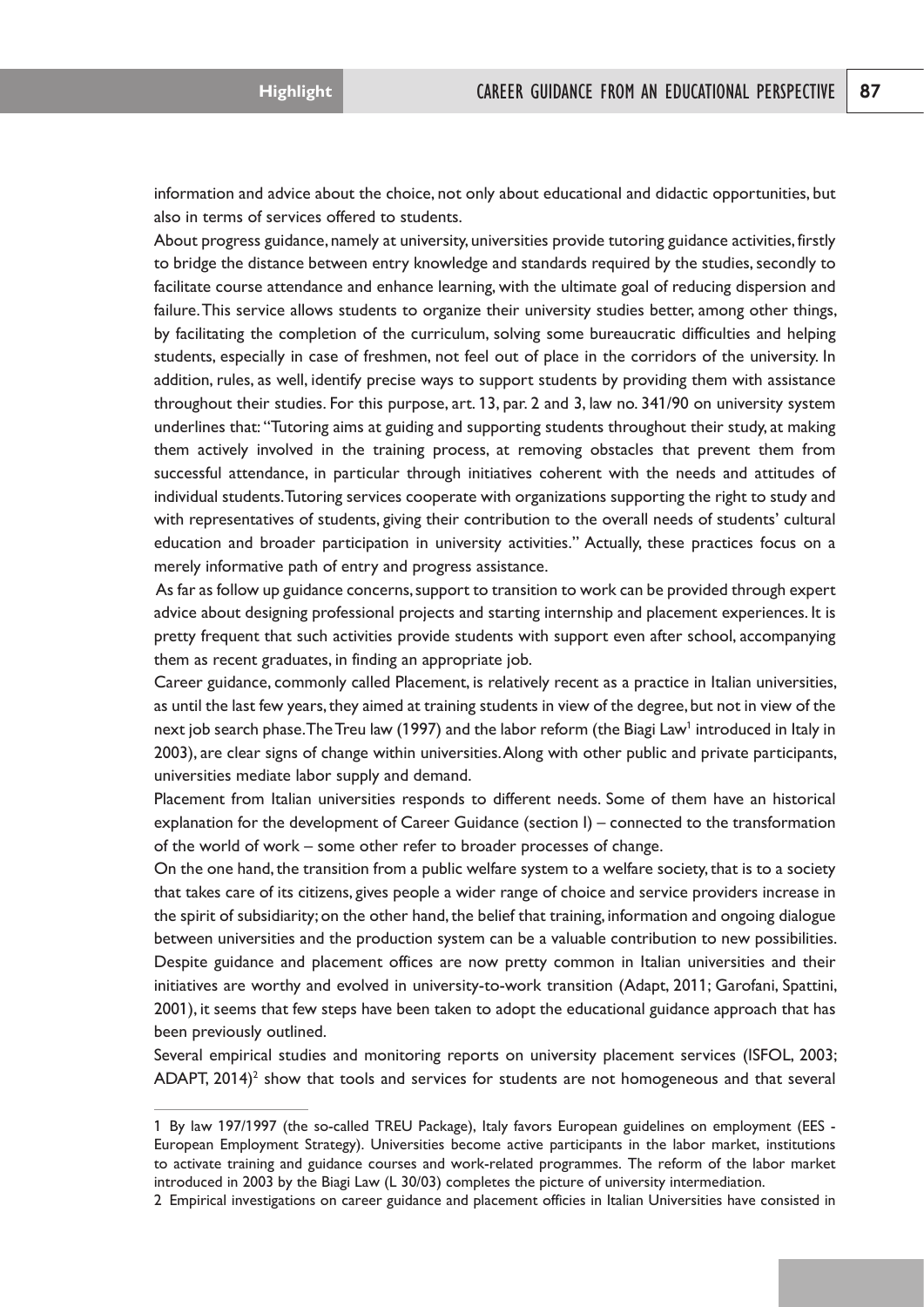information and advice about the choice, not only about educational and didactic opportunities, but also in terms of services offered to students.

About progress guidance, namely at university, universities provide tutoring guidance activities, firstly to bridge the distance between entry knowledge and standards required by the studies, secondly to facilitate course attendance and enhance learning, with the ultimate goal of reducing dispersion and failure. This service allows students to organize their university studies better, among other things, by facilitating the completion of the curriculum, solving some bureaucratic difficulties and helping students, especially in case of freshmen, not feel out of place in the corridors of the university. In addition, rules, as well, identify precise ways to support students by providing them with assistance throughout their studies. For this purpose, art. 13, par. 2 and 3, law no. 341/90 on university system underlines that: "Tutoring aims at guiding and supporting students throughout their study, at making them actively involved in the training process, at removing obstacles that prevent them from successful attendance, in particular through initiatives coherent with the needs and attitudes of individual students. Tutoring services cooperate with organizations supporting the right to study and with representatives of students, giving their contribution to the overall needs of students' cultural education and broader participation in university activities." Actually, these practices focus on a merely informative path of entry and progress assistance.

As far as follow up guidance concerns, support to transition to work can be provided through expert advice about designing professional projects and starting internship and placement experiences. It is pretty frequent that such activities provide students with support even after school, accompanying them as recent graduates, in finding an appropriate job.

Career guidance, commonly called Placement, is relatively recent as a practice in Italian universities, as until the last few years, they aimed at training students in view of the degree, but not in view of the next job search phase. The Treu law (1997) and the labor reform (the Biagi Law[1] introduced in Italy in 2003), are clear signs of change within universities. Along with other public and private participants, universities mediate labor supply and demand.

Placement from Italian universities responds to different needs. Some of them have an historical explanation for the development of Career Guidance (section I) – connected to the transformation of the world of work – some other refer to broader processes of change.

On the one hand, the transition from a public welfare system to a welfare society, that is to a society that takes care of its citizens, gives people a wider range of choice and service providers increase in the spirit of subsidiarity; on the other hand, the belief that training, information and ongoing dialogue between universities and the production system can be a valuable contribution to new possibilities. Despite guidance and placement offices are now pretty common in Italian universities and their initiatives are worthy and evolved in university-to-work transition (Adapt, 2011; Garofani, Spattini, 2001), it seems that few steps have been taken to adopt the educational guidance approach that has been previously outlined.

Several empirical studies and monitoring reports on university placement services (ISFOL, 2003; ADAPT, 2014)[2] show that tools and services for students are not homogeneous and that several

---

1 By law 197/1997 (the so-called TREU Package), Italy favors European guidelines on employment (EES - European Employment Strategy). Universities become active participants in the labor market, institutions to activate training and guidance courses and work-related programmes. The reform of the labor market introduced in 2003 by the Biagi Law (L 30/03) completes the picture of university intermediation.

2 Empirical investigations on career guidance and placement officies in Italian Universities have consisted in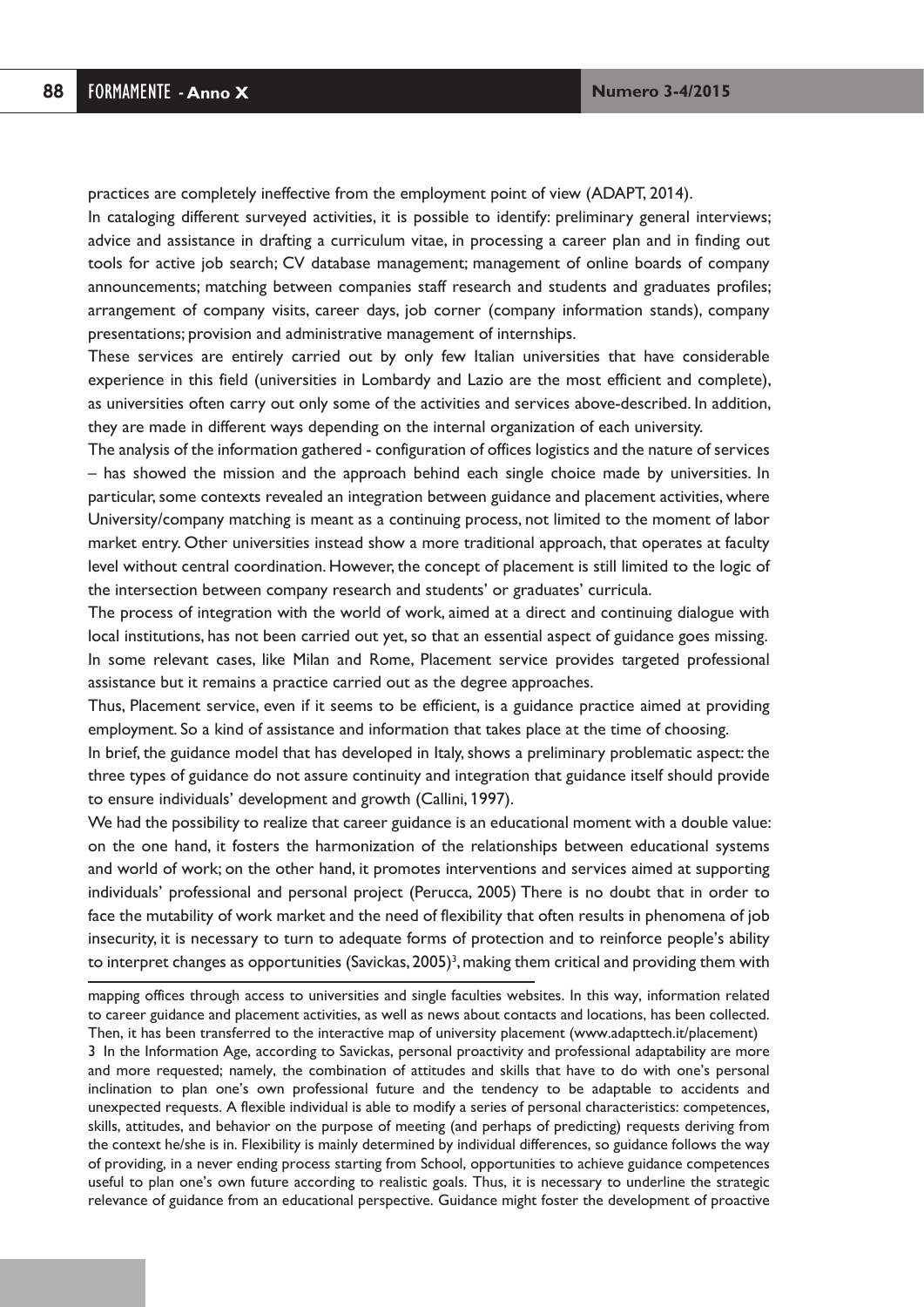practices are completely ineffective from the employment point of view (ADAPT, 2014).

In cataloging different surveyed activities, it is possible to identify: preliminary general interviews; advice and assistance in drafting a curriculum vitae, in processing a career plan and in finding out tools for active job search; CV database management; management of online boards of company announcements; matching between companies staff research and students and graduates profiles; arrangement of company visits, career days, job corner (company information stands), company presentations; provision and administrative management of internships.

These services are entirely carried out by only few Italian universities that have considerable experience in this field (universities in Lombardy and Lazio are the most efficient and complete), as universities often carry out only some of the activities and services above-described. In addition, they are made in different ways depending on the internal organization of each university.

The analysis of the information gathered - configuration of offices logistics and the nature of services – has showed the mission and the approach behind each single choice made by universities. In particular, some contexts revealed an integration between guidance and placement activities, where University/company matching is meant as a continuing process, not limited to the moment of labor market entry. Other universities instead show a more traditional approach, that operates at faculty level without central coordination. However, the concept of placement is still limited to the logic of the intersection between company research and students' or graduates' curricula.

The process of integration with the world of work, aimed at a direct and continuing dialogue with local institutions, has not been carried out yet, so that an essential aspect of guidance goes missing. In some relevant cases, like Milan and Rome, Placement service provides targeted professional assistance but it remains a practice carried out as the degree approaches.

Thus, Placement service, even if it seems to be efficient, is a guidance practice aimed at providing employment. So a kind of assistance and information that takes place at the time of choosing.

In brief, the guidance model that has developed in Italy, shows a preliminary problematic aspect: the three types of guidance do not assure continuity and integration that guidance itself should provide to ensure individuals' development and growth (Callini, 1997).

We had the possibility to realize that career guidance is an educational moment with a double value: on the one hand, it fosters the harmonization of the relationships between educational systems and world of work; on the other hand, it promotes interventions and services aimed at supporting individuals' professional and personal project (Perucca, 2005) There is no doubt that in order to face the mutability of work market and the need of flexibility that often results in phenomena of job insecurity, it is necessary to turn to adequate forms of protection and to reinforce people's ability to interpret changes as opportunities (Savickas, 2005)[3], making them critical and providing them with

---

mapping offices through access to universities and single faculties websites. In this way, information related to career guidance and placement activities, as well as news about contacts and locations, has been collected. Then, it has been transferred to the interactive map of university placement (www.adapttech.it/placement)

3 In the Information Age, according to Savickas, personal proactivity and professional adaptability are more and more requested; namely, the combination of attitudes and skills that have to do with one's personal inclination to plan one's own professional future and the tendency to be adaptable to accidents and unexpected requests. A flexible individual is able to modify a series of personal characteristics: competences, skills, attitudes, and behavior on the purpose of meeting (and perhaps of predicting) requests deriving from the context he/she is in. Flexibility is mainly determined by individual differences, so guidance follows the way of providing, in a never ending process starting from School, opportunities to achieve guidance competences useful to plan one's own future according to realistic goals. Thus, it is necessary to underline the strategic relevance of guidance from an educational perspective. Guidance might foster the development of proactive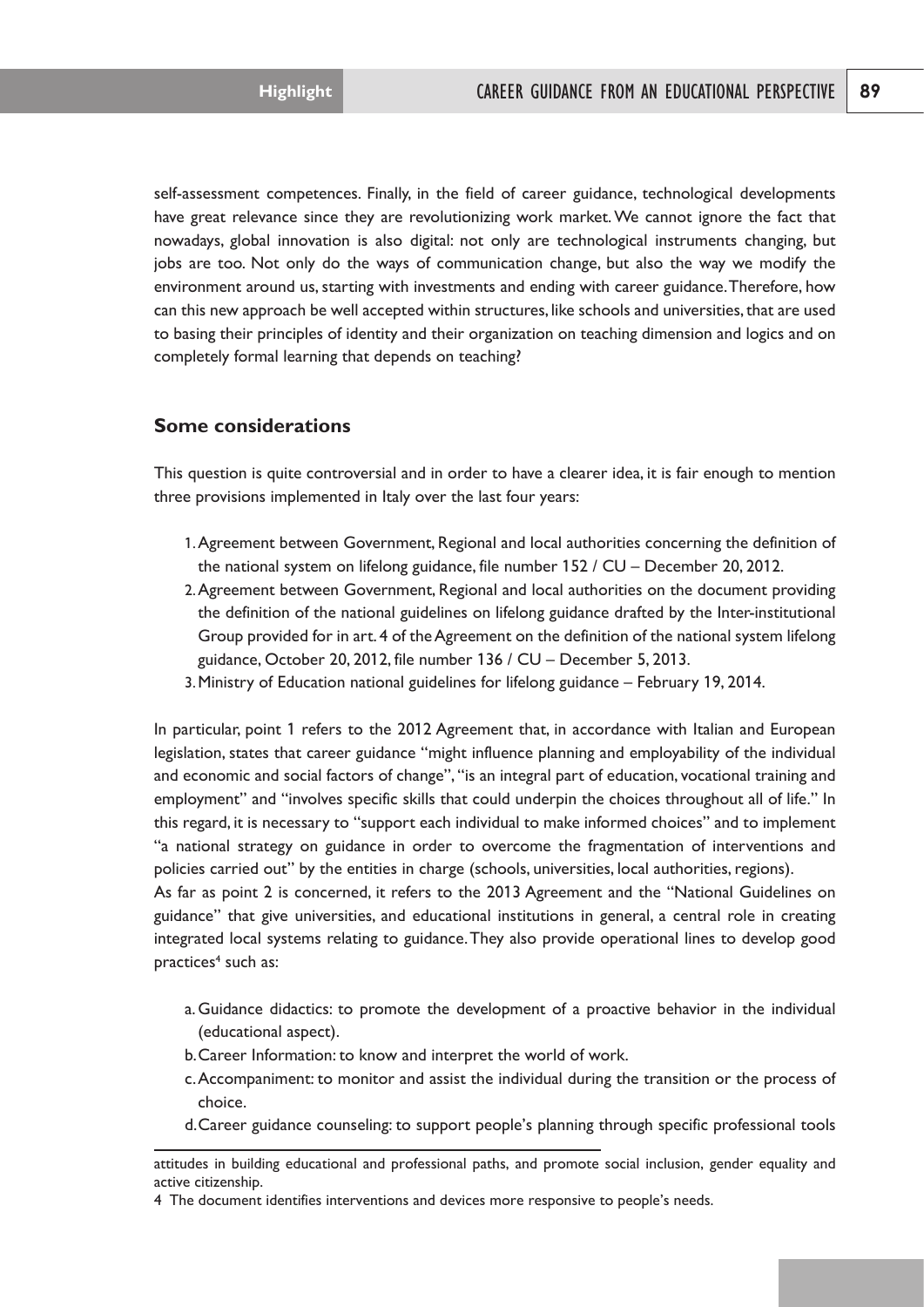self-assessment competences. Finally, in the field of career guidance, technological developments have great relevance since they are revolutionizing work market. We cannot ignore the fact that nowadays, global innovation is also digital: not only are technological instruments changing, but jobs are too. Not only do the ways of communication change, but also the way we modify the environment around us, starting with investments and ending with career guidance. Therefore, how can this new approach be well accepted within structures, like schools and universities, that are used to basing their principles of identity and their organization on teaching dimension and logics and on completely formal learning that depends on teaching?

## Some considerations

This question is quite controversial and in order to have a clearer idea, it is fair enough to mention three provisions implemented in Italy over the last four years:

1. Agreement between Government, Regional and local authorities concerning the definition of the national system on lifelong guidance, file number 152 / CU – December 20, 2012.
2. Agreement between Government, Regional and local authorities on the document providing the definition of the national guidelines on lifelong guidance drafted by the Inter-institutional Group provided for in art. 4 of the Agreement on the definition of the national system lifelong guidance, October 20, 2012, file number 136 / CU – December 5, 2013.
3. Ministry of Education national guidelines for lifelong guidance – February 19, 2014.

In particular, point 1 refers to the 2012 Agreement that, in accordance with Italian and European legislation, states that career guidance "might influence planning and employability of the individual and economic and social factors of change", "is an integral part of education, vocational training and employment" and "involves specific skills that could underpin the choices throughout all of life." In this regard, it is necessary to "support each individual to make informed choices" and to implement "a national strategy on guidance in order to overcome the fragmentation of interventions and policies carried out" by the entities in charge (schools, universities, local authorities, regions).

As far as point 2 is concerned, it refers to the 2013 Agreement and the "National Guidelines on guidance" that give universities, and educational institutions in general, a central role in creating integrated local systems relating to guidance. They also provide operational lines to develop good practices[4] such as:

a. Guidance didactics: to promote the development of a proactive behavior in the individual (educational aspect).
b. Career Information: to know and interpret the world of work.
c. Accompaniment: to monitor and assist the individual during the transition or the process of choice.
d. Career guidance counseling: to support people's planning through specific professional tools

---

attitudes in building educational and professional paths, and promote social inclusion, gender equality and active citizenship.

4 The document identifies interventions and devices more responsive to people's needs.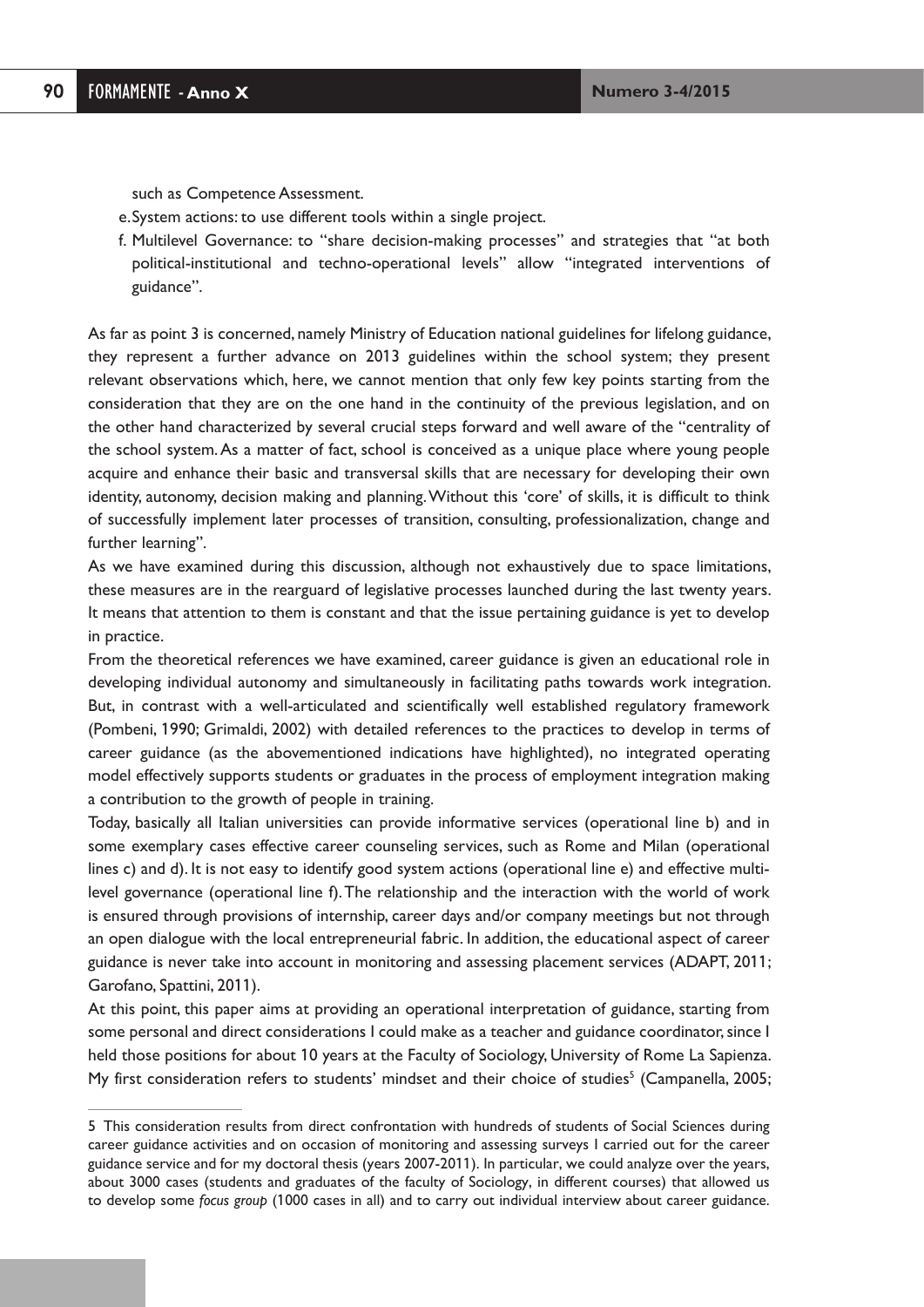such as Competence Assessment.

e. System actions: to use different tools within a single project.
f. Multilevel Governance: to "share decision-making processes" and strategies that "at both political-institutional and techno-operational levels" allow "integrated interventions of guidance".

As far as point 3 is concerned, namely Ministry of Education national guidelines for lifelong guidance, they represent a further advance on 2013 guidelines within the school system; they present relevant observations which, here, we cannot mention that only few key points starting from the consideration that they are on the one hand in the continuity of the previous legislation, and on the other hand characterized by several crucial steps forward and well aware of the "centrality of the school system. As a matter of fact, school is conceived as a unique place where young people acquire and enhance their basic and transversal skills that are necessary for developing their own identity, autonomy, decision making and planning. Without this 'core' of skills, it is difficult to think of successfully implement later processes of transition, consulting, professionalization, change and further learning".

As we have examined during this discussion, although not exhaustively due to space limitations, these measures are in the rearguard of legislative processes launched during the last twenty years. It means that attention to them is constant and that the issue pertaining guidance is yet to develop in practice.

From the theoretical references we have examined, career guidance is given an educational role in developing individual autonomy and simultaneously in facilitating paths towards work integration. But, in contrast with a well-articulated and scientifically well established regulatory framework (Pombeni, 1990; Grimaldi, 2002) with detailed references to the practices to develop in terms of career guidance (as the abovementioned indications have highlighted), no integrated operating model effectively supports students or graduates in the process of employment integration making a contribution to the growth of people in training.

Today, basically all Italian universities can provide informative services (operational line b) and in some exemplary cases effective career counseling services, such as Rome and Milan (operational lines c) and d). It is not easy to identify good system actions (operational line e) and effective multi-level governance (operational line f). The relationship and the interaction with the world of work is ensured through provisions of internship, career days and/or company meetings but not through an open dialogue with the local entrepreneurial fabric. In addition, the educational aspect of career guidance is never take into account in monitoring and assessing placement services (ADAPT, 2011; Garofano, Spattini, 2011).

At this point, this paper aims at providing an operational interpretation of guidance, starting from some personal and direct considerations I could make as a teacher and guidance coordinator, since I held those positions for about 10 years at the Faculty of Sociology, University of Rome La Sapienza. My first consideration refers to students' mindset and their choice of studies[5] (Campanella, 2005;

---

5 This consideration results from direct confrontation with hundreds of students of Social Sciences during career guidance activities and on occasion of monitoring and assessing surveys I carried out for the career guidance service and for my doctoral thesis (years 2007-2011). In particular, we could analyze over the years, about 3000 cases (students and graduates of the faculty of Sociology, in different courses) that allowed us to develop some *focus group* (1000 cases in all) and to carry out individual interview about career guidance.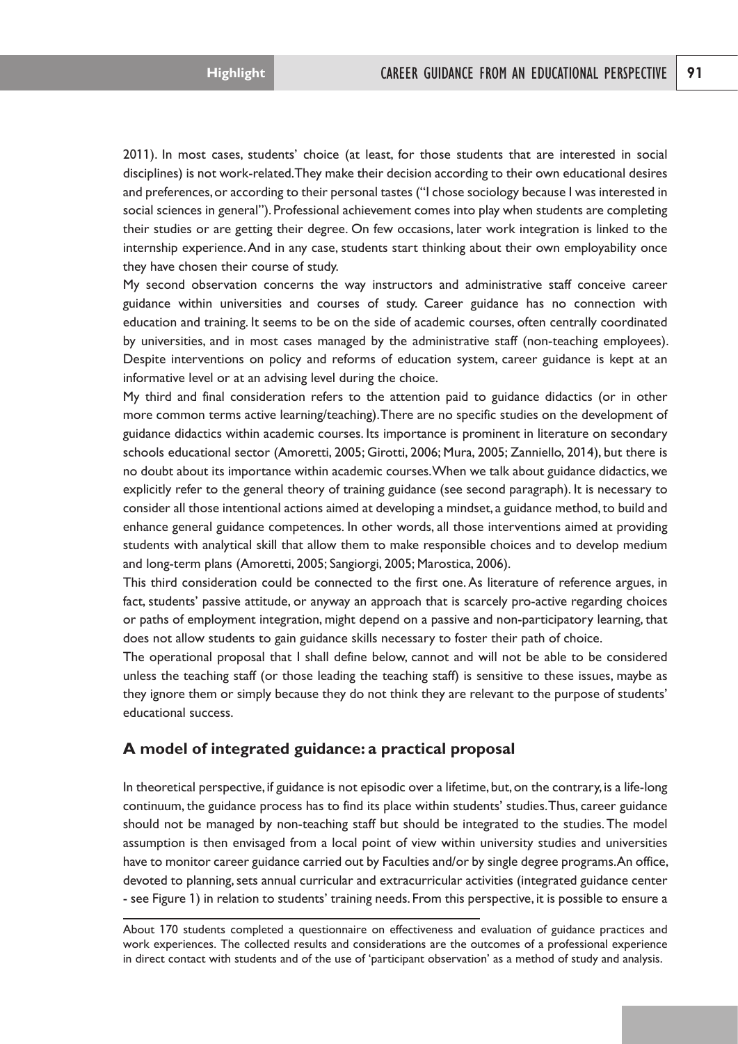2011). In most cases, students' choice (at least, for those students that are interested in social disciplines) is not work-related. They make their decision according to their own educational desires and preferences, or according to their personal tastes ("I chose sociology because I was interested in social sciences in general"). Professional achievement comes into play when students are completing their studies or are getting their degree. On few occasions, later work integration is linked to the internship experience. And in any case, students start thinking about their own employability once they have chosen their course of study.

My second observation concerns the way instructors and administrative staff conceive career guidance within universities and courses of study. Career guidance has no connection with education and training. It seems to be on the side of academic courses, often centrally coordinated by universities, and in most cases managed by the administrative staff (non-teaching employees). Despite interventions on policy and reforms of education system, career guidance is kept at an informative level or at an advising level during the choice.

My third and final consideration refers to the attention paid to guidance didactics (or in other more common terms active learning/teaching). There are no specific studies on the development of guidance didactics within academic courses. Its importance is prominent in literature on secondary schools educational sector (Amoretti, 2005; Girotti, 2006; Mura, 2005; Zanniello, 2014), but there is no doubt about its importance within academic courses. When we talk about guidance didactics, we explicitly refer to the general theory of training guidance (see second paragraph). It is necessary to consider all those intentional actions aimed at developing a mindset, a guidance method, to build and enhance general guidance competences. In other words, all those interventions aimed at providing students with analytical skill that allow them to make responsible choices and to develop medium and long-term plans (Amoretti, 2005; Sangiorgi, 2005; Marostica, 2006).

This third consideration could be connected to the first one. As literature of reference argues, in fact, students' passive attitude, or anyway an approach that is scarcely pro-active regarding choices or paths of employment integration, might depend on a passive and non-participatory learning, that does not allow students to gain guidance skills necessary to foster their path of choice.

The operational proposal that I shall define below, cannot and will not be able to be considered unless the teaching staff (or those leading the teaching staff) is sensitive to these issues, maybe as they ignore them or simply because they do not think they are relevant to the purpose of students' educational success.

## A model of integrated guidance: a practical proposal

In theoretical perspective, if guidance is not episodic over a lifetime, but, on the contrary, is a life-long continuum, the guidance process has to find its place within students' studies. Thus, career guidance should not be managed by non-teaching staff but should be integrated to the studies. The model assumption is then envisaged from a local point of view within university studies and universities have to monitor career guidance carried out by Faculties and/or by single degree programs. An office, devoted to planning, sets annual curricular and extracurricular activities (integrated guidance center - see Figure 1) in relation to students' training needs. From this perspective, it is possible to ensure a

About 170 students completed a questionnaire on effectiveness and evaluation of guidance practices and work experiences. The collected results and considerations are the outcomes of a professional experience in direct contact with students and of the use of 'participant observation' as a method of study and analysis.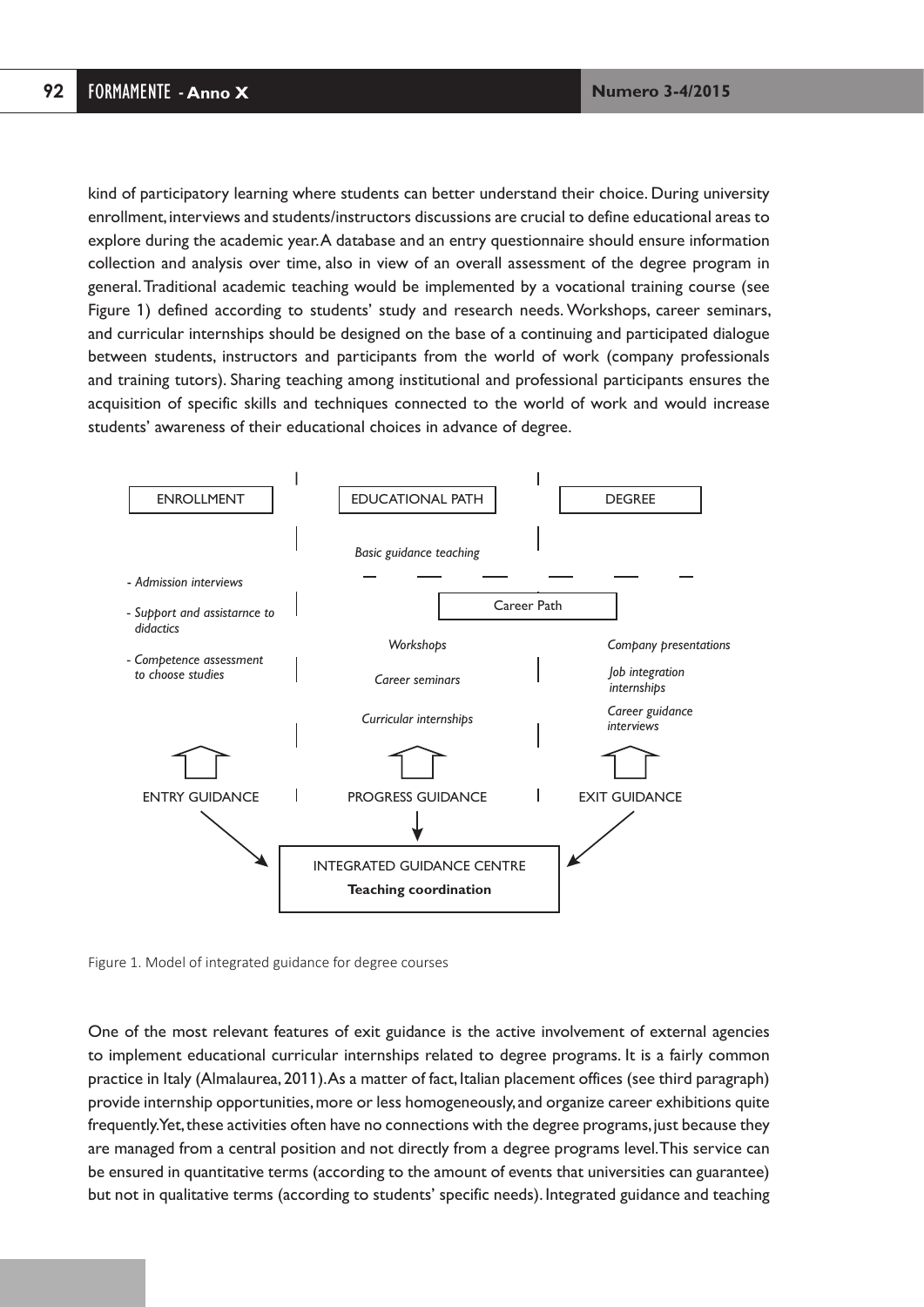kind of participatory learning where students can better understand their choice. During university enrollment, interviews and students/instructors discussions are crucial to define educational areas to explore during the academic year. A database and an entry questionnaire should ensure information collection and analysis over time, also in view of an overall assessment of the degree program in general. Traditional academic teaching would be implemented by a vocational training course (see Figure 1) defined according to students' study and research needs. Workshops, career seminars, and curricular internships should be designed on the base of a continuing and participated dialogue between students, instructors and participants from the world of work (company professionals and training tutors). Sharing teaching among institutional and professional participants ensures the acquisition of specific skills and techniques connected to the world of work and would increase students' awareness of their educational choices in advance of degree.

ENROLLMENT | EDUCATIONAL PATH | DEGREE

*Basic guidance teaching*

Career Path

- *Admission interviews*
- *Support and assistarnce to didactics*
- *Competence assessment to choose studies*

*Workshops*

*Career seminars*

*Curricular internships*

*Company presentations*

*Job integration internships*

*Career guidance interviews*

ENTRY GUIDANCE | PROGRESS GUIDANCE | EXIT GUIDANCE

INTEGRATED GUIDANCE CENTRE

**Teaching coordination**

Figure 1. Model of integrated guidance for degree courses

One of the most relevant features of exit guidance is the active involvement of external agencies to implement educational curricular internships related to degree programs. It is a fairly common practice in Italy (Almalaurea, 2011). As a matter of fact, Italian placement offices (see third paragraph) provide internship opportunities, more or less homogeneously, and organize career exhibitions quite frequently. Yet, these activities often have no connections with the degree programs, just because they are managed from a central position and not directly from a degree programs level. This service can be ensured in quantitative terms (according to the amount of events that universities can guarantee) but not in qualitative terms (according to students' specific needs). Integrated guidance and teaching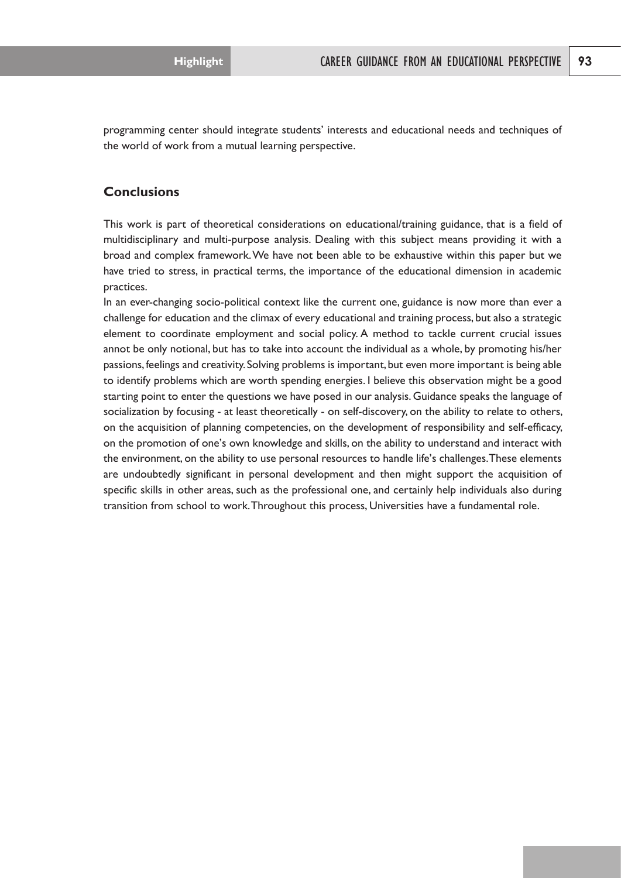programming center should integrate students' interests and educational needs and techniques of the world of work from a mutual learning perspective.

## Conclusions

This work is part of theoretical considerations on educational/training guidance, that is a field of multidisciplinary and multi-purpose analysis. Dealing with this subject means providing it with a broad and complex framework. We have not been able to be exhaustive within this paper but we have tried to stress, in practical terms, the importance of the educational dimension in academic practices.

In an ever-changing socio-political context like the current one, guidance is now more than ever a challenge for education and the climax of every educational and training process, but also a strategic element to coordinate employment and social policy. A method to tackle current crucial issues annot be only notional, but has to take into account the individual as a whole, by promoting his/her passions, feelings and creativity. Solving problems is important, but even more important is being able to identify problems which are worth spending energies. I believe this observation might be a good starting point to enter the questions we have posed in our analysis. Guidance speaks the language of socialization by focusing - at least theoretically - on self-discovery, on the ability to relate to others, on the acquisition of planning competencies, on the development of responsibility and self-efficacy, on the promotion of one's own knowledge and skills, on the ability to understand and interact with the environment, on the ability to use personal resources to handle life's challenges. These elements are undoubtedly significant in personal development and then might support the acquisition of specific skills in other areas, such as the professional one, and certainly help individuals also during transition from school to work. Throughout this process, Universities have a fundamental role.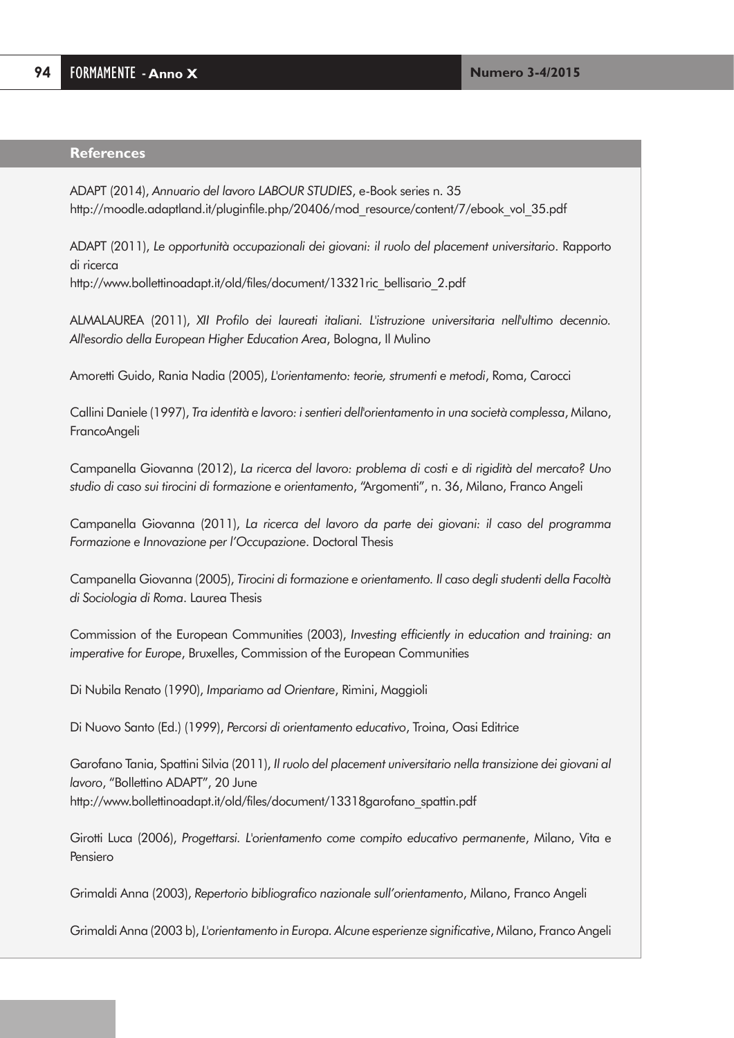## References

ADAPT (2014), *Annuario del lavoro LABOUR STUDIES*, e-Book series n. 35
http://moodle.adaptland.it/pluginfile.php/20406/mod_resource/content/7/ebook_vol_35.pdf

ADAPT (2011), *Le opportunità occupazionali dei giovani: il ruolo del placement universitario*. Rapporto di ricerca
http://www.bollettinoadapt.it/old/files/document/13321ric_bellisario_2.pdf

ALMALAUREA (2011), *XII Profilo dei laureati italiani. L'istruzione universitaria nell'ultimo decennio. All'esordio della European Higher Education Area*, Bologna, Il Mulino

Amoretti Guido, Rania Nadia (2005), *L'orientamento: teorie, strumenti e metodi*, Roma, Carocci

Callini Daniele (1997), *Tra identità e lavoro: i sentieri dell'orientamento in una società complessa*, Milano, FrancoAngeli

Campanella Giovanna (2012), *La ricerca del lavoro: problema di costi e di rigidità del mercato? Uno studio di caso sui tirocini di formazione e orientamento*, "Argomenti", n. 36, Milano, Franco Angeli

Campanella Giovanna (2011), *La ricerca del lavoro da parte dei giovani: il caso del programma Formazione e Innovazione per l'Occupazione*. Doctoral Thesis

Campanella Giovanna (2005), *Tirocini di formazione e orientamento. Il caso degli studenti della Facoltà di Sociologia di Roma*. Laurea Thesis

Commission of the European Communities (2003), *Investing efficiently in education and training: an imperative for Europe*, Bruxelles, Commission of the European Communities

Di Nubila Renato (1990), *Impariamo ad Orientare*, Rimini, Maggioli

Di Nuovo Santo (Ed.) (1999), *Percorsi di orientamento educativo*, Troina, Oasi Editrice

Garofano Tania, Spattini Silvia (2011), *Il ruolo del placement universitario nella transizione dei giovani al lavoro*, "Bollettino ADAPT", 20 June
http://www.bollettinoadapt.it/old/files/document/13318garofano_spattin.pdf

Girotti Luca (2006), *Progettarsi. L'orientamento come compito educativo permanente*, Milano, Vita e Pensiero

Grimaldi Anna (2003), *Repertorio bibliografico nazionale sull'orientamento*, Milano, Franco Angeli

Grimaldi Anna (2003 b), *L'orientamento in Europa. Alcune esperienze significative*, Milano, Franco Angeli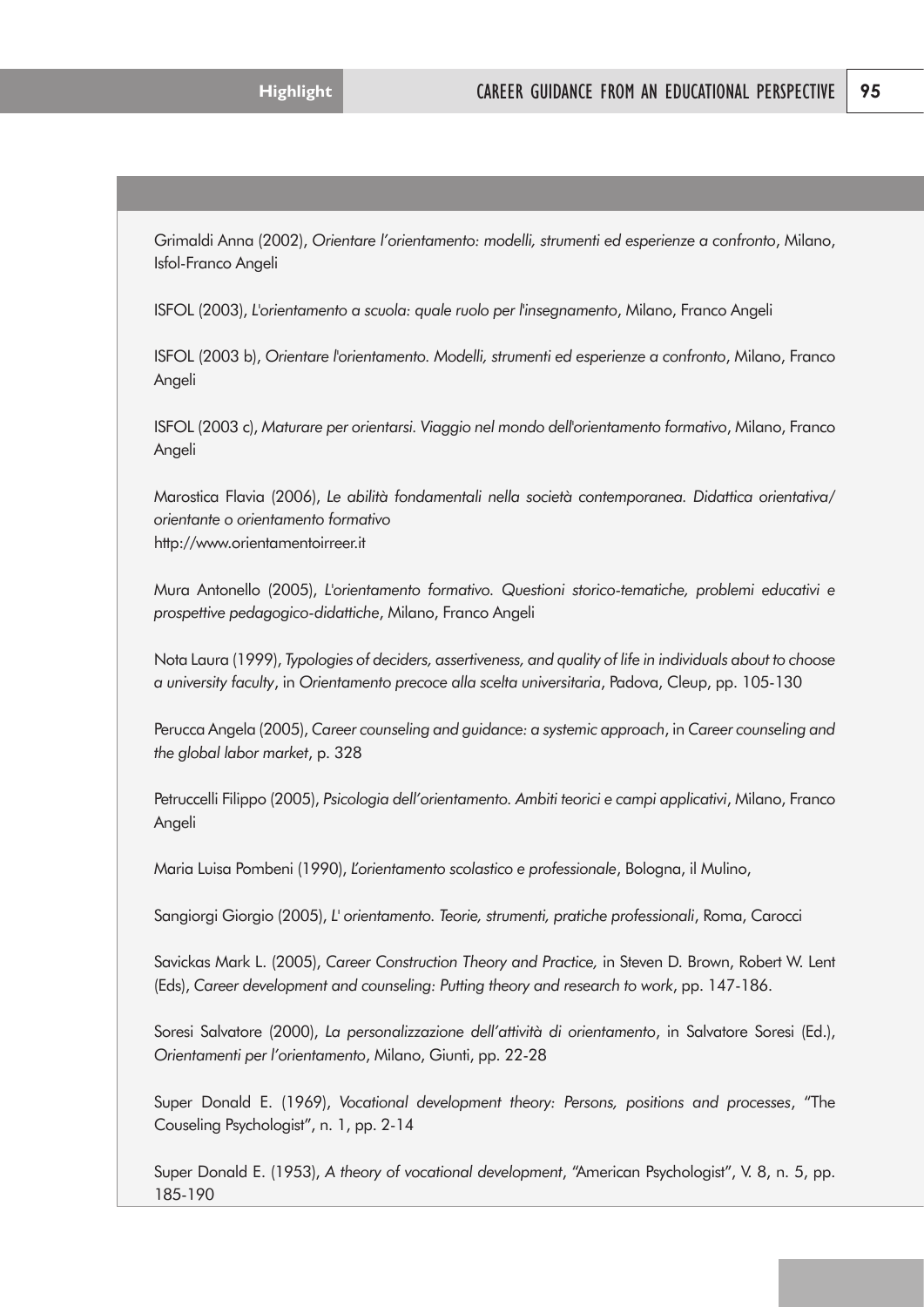Grimaldi Anna (2002), *Orientare l'orientamento: modelli, strumenti ed esperienze a confronto*, Milano, Isfol-Franco Angeli

ISFOL (2003), *L'orientamento a scuola: quale ruolo per l'insegnamento*, Milano, Franco Angeli

ISFOL (2003 b), *Orientare l'orientamento. Modelli, strumenti ed esperienze a confronto*, Milano, Franco Angeli

ISFOL (2003 c), *Maturare per orientarsi. Viaggio nel mondo dell'orientamento formativo*, Milano, Franco Angeli

Marostica Flavia (2006), *Le abilità fondamentali nella società contemporanea. Didattica orientativa/ orientante o orientamento formativo*
http://www.orientamentoirreer.it

Mura Antonello (2005), *L'orientamento formativo. Questioni storico-tematiche, problemi educativi e prospettive pedagogico-didattiche*, Milano, Franco Angeli

Nota Laura (1999), *Typologies of deciders, assertiveness, and quality of life in individuals about to choose a university faculty*, in *Orientamento precoce alla scelta universitaria*, Padova, Cleup, pp. 105-130

Perucca Angela (2005), *Career counseling and guidance: a systemic approach*, in *Career counseling and the global labor market*, p. 328

Petruccelli Filippo (2005), *Psicologia dell'orientamento. Ambiti teorici e campi applicativi*, Milano, Franco Angeli

Maria Luisa Pombeni (1990), *L'orientamento scolastico e professionale*, Bologna, il Mulino,

Sangiorgi Giorgio (2005), *L' orientamento. Teorie, strumenti, pratiche professionali*, Roma, Carocci

Savickas Mark L. (2005), *Career Construction Theory and Practice,* in Steven D. Brown, Robert W. Lent (Eds), *Career development and counseling: Putting theory and research to work*, pp. 147-186.

Soresi Salvatore (2000), *La personalizzazione dell'attività di orientamento*, in Salvatore Soresi (Ed.), *Orientamenti per l'orientamento*, Milano, Giunti, pp. 22-28

Super Donald E. (1969), *Vocational development theory: Persons, positions and processes*, "The Couseling Psychologist", n. 1, pp. 2-14

Super Donald E. (1953), *A theory of vocational development*, "American Psychologist", V. 8, n. 5, pp. 185-190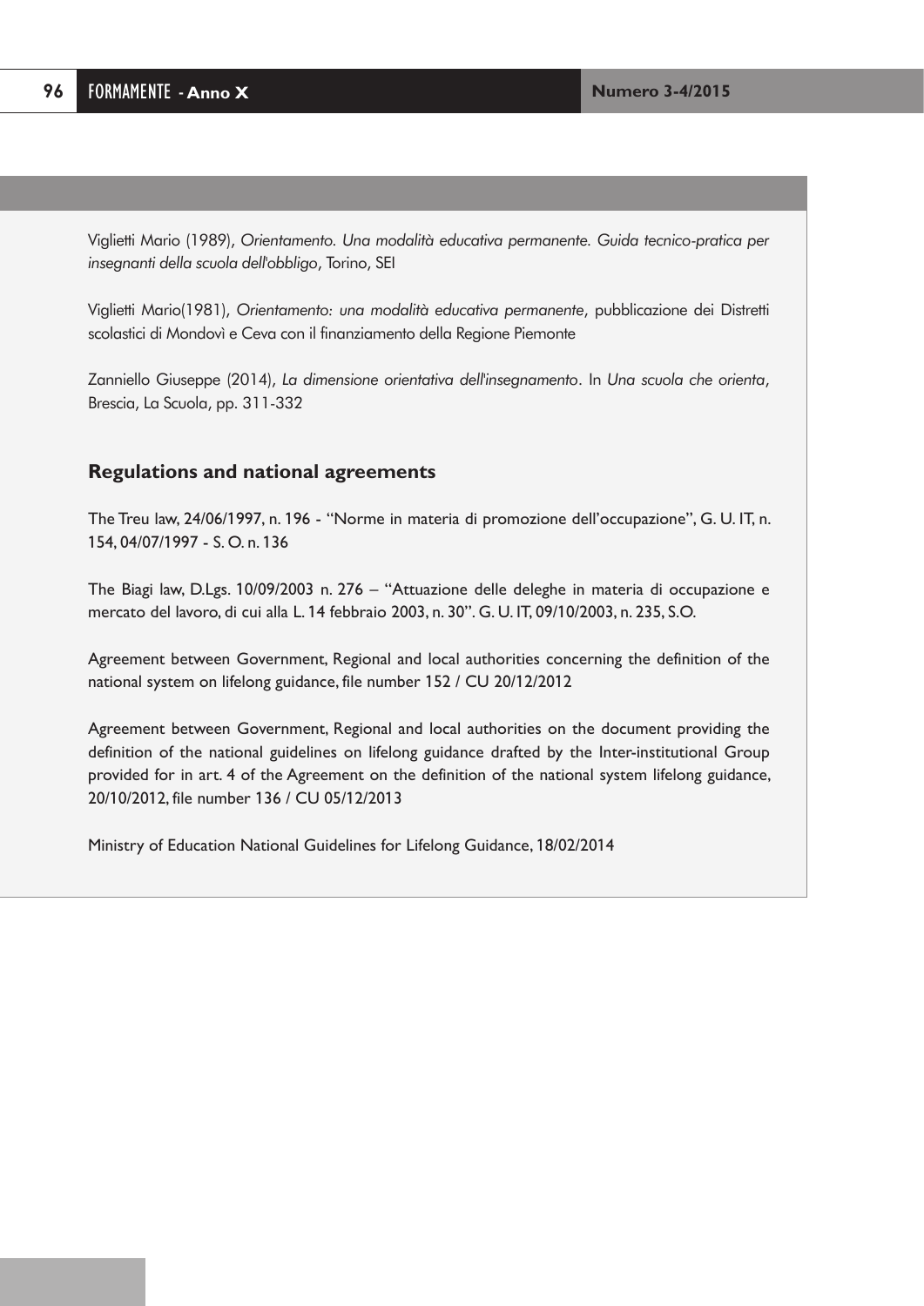Viglietti Mario (1989), *Orientamento. Una modalità educativa permanente. Guida tecnico-pratica per insegnanti della scuola dell'obbligo*, Torino, SEI

Viglietti Mario(1981), *Orientamento: una modalità educativa permanente*, pubblicazione dei Distretti scolastici di Mondovì e Ceva con il finanziamento della Regione Piemonte

Zanniello Giuseppe (2014), *La dimensione orientativa dell'insegnamento*. In *Una scuola che orienta*, Brescia, La Scuola, pp. 311-332

### Regulations and national agreements

The Treu law, 24/06/1997, n. 196 - "Norme in materia di promozione dell'occupazione", G. U. IT, n. 154, 04/07/1997 - S. O. n. 136

The Biagi law, D.Lgs. 10/09/2003 n. 276 – "Attuazione delle deleghe in materia di occupazione e mercato del lavoro, di cui alla L. 14 febbraio 2003, n. 30". G. U. IT, 09/10/2003, n. 235, S.O.

Agreement between Government, Regional and local authorities concerning the definition of the national system on lifelong guidance, file number 152 / CU 20/12/2012

Agreement between Government, Regional and local authorities on the document providing the definition of the national guidelines on lifelong guidance drafted by the Inter-institutional Group provided for in art. 4 of the Agreement on the definition of the national system lifelong guidance, 20/10/2012, file number 136 / CU 05/12/2013

Ministry of Education National Guidelines for Lifelong Guidance, 18/02/2014